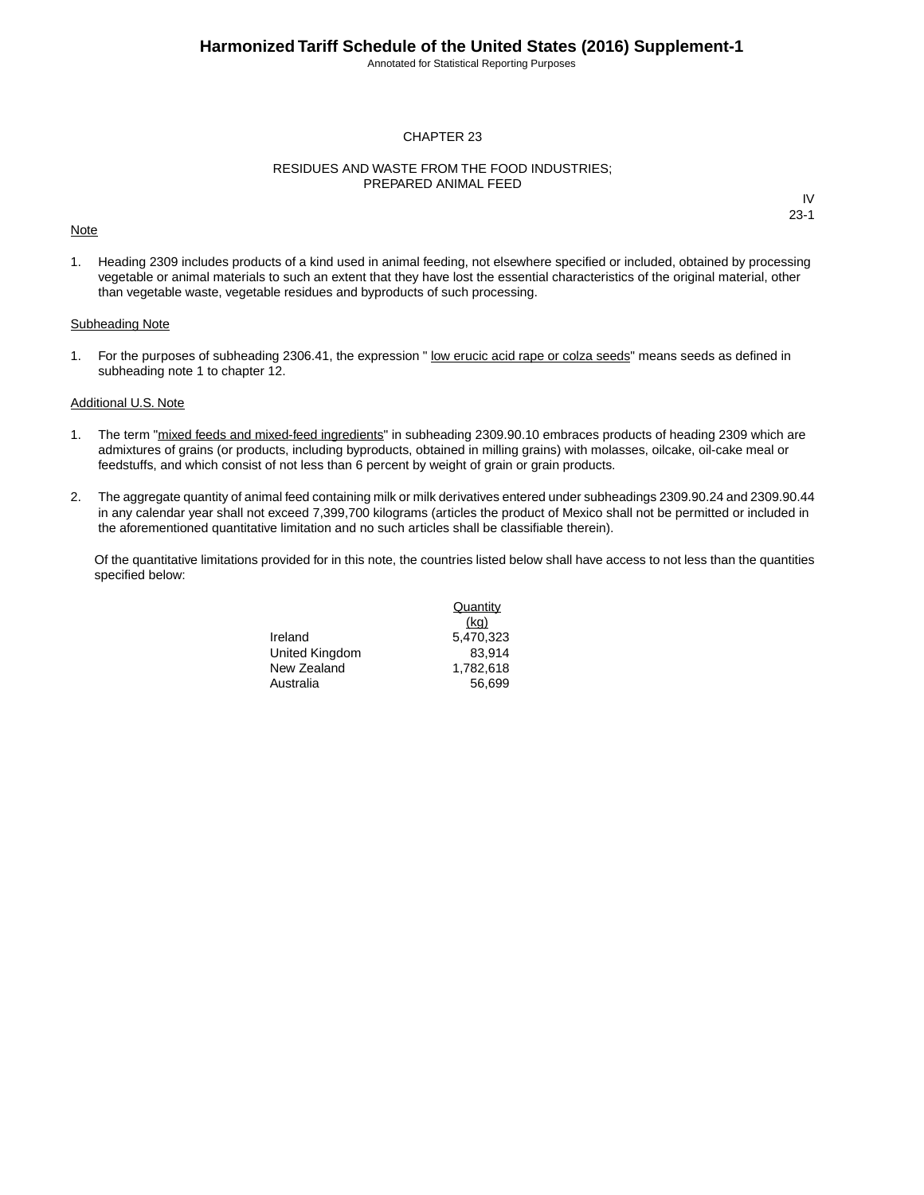# CHAPTER 23

## RESIDUES AND WASTE FROM THE FOOD INDUSTRIES; PREPARED ANIMAL FEED

IV
23-1

Note

1. Heading 2309 includes products of a kind used in animal feeding, not elsewhere specified or included, obtained by processing vegetable or animal materials to such an extent that they have lost the essential characteristics of the original material, other than vegetable waste, vegetable residues and byproducts of such processing.

Subheading Note

1. For the purposes of subheading 2306.41, the expression " low erucic acid rape or colza seeds" means seeds as defined in subheading note 1 to chapter 12.

Additional U.S. Note

1. The term "mixed feeds and mixed-feed ingredients" in subheading 2309.90.10 embraces products of heading 2309 which are admixtures of grains (or products, including byproducts, obtained in milling grains) with molasses, oilcake, oil-cake meal or feedstuffs, and which consist of not less than 6 percent by weight of grain or grain products.

2. The aggregate quantity of animal feed containing milk or milk derivatives entered under subheadings 2309.90.24 and 2309.90.44 in any calendar year shall not exceed 7,399,700 kilograms (articles the product of Mexico shall not be permitted or included in the aforementioned quantitative limitation and no such articles shall be classifiable therein).

   Of the quantitative limitations provided for in this note, the countries listed below shall have access to not less than the quantities specified below:

| | Quantity (kg) |
|---|---|
| Ireland | 5,470,323 |
| United Kingdom | 83,914 |
| New Zealand | 1,782,618 |
| Australia | 56,699 |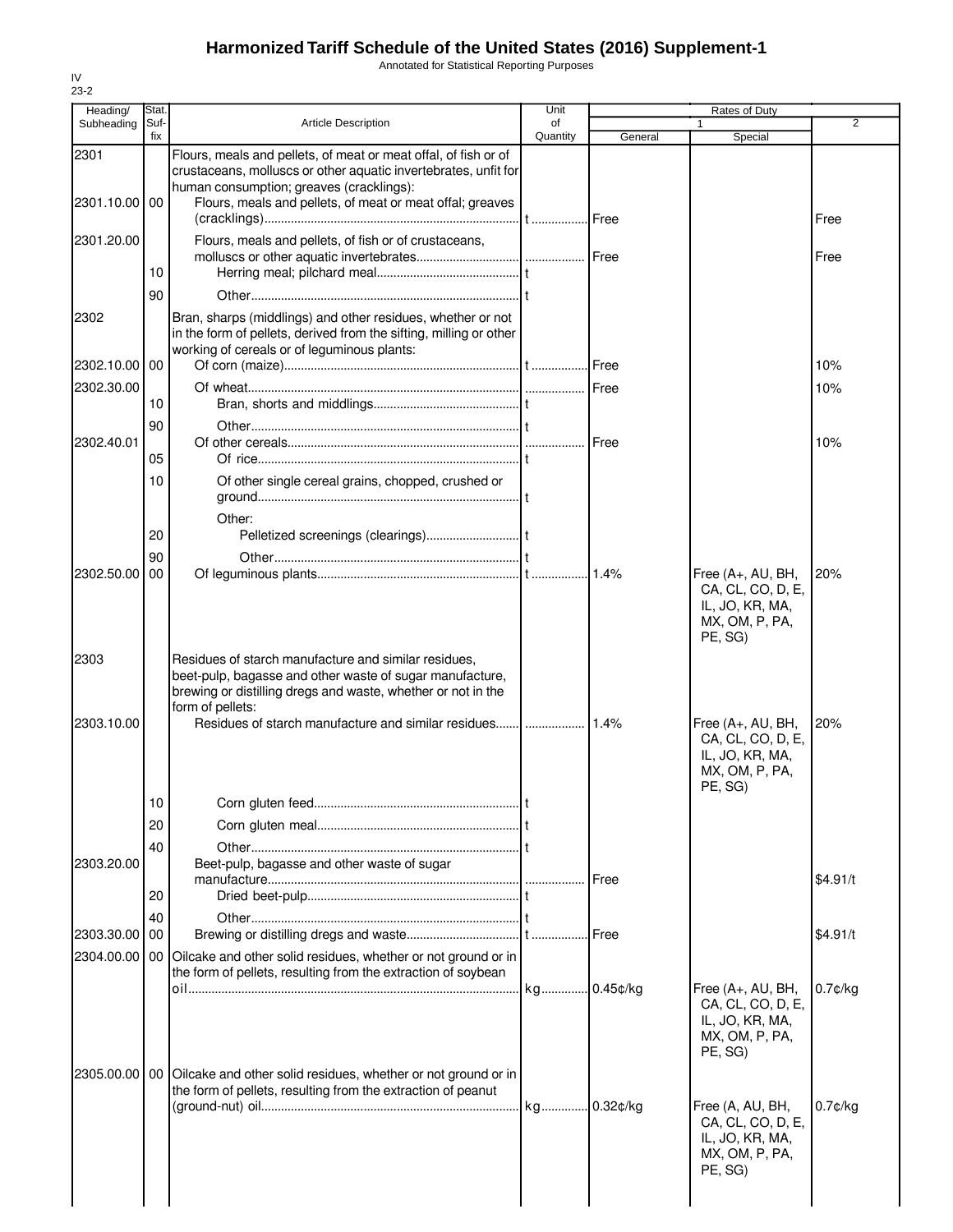# Harmonized Tariff Schedule of the United States (2016) Supplement-1

Annotated for Statistical Reporting Purposes

IV
23-2

| Heading/ Subheading | Stat. Suf-fix | Article Description | Unit of Quantity | Rates of Duty 1 General | Special | 2 |
|---|---|---|---|---|---|---|
| 2301 | | Flours, meals and pellets, of meat or meat offal, of fish or of crustaceans, molluscs or other aquatic invertebrates, unfit for human consumption; greaves (cracklings): | | | | |
| 2301.10.00 | 00 | Flours, meals and pellets, of meat or meat offal; greaves (cracklings) | t | Free | | Free |
| 2301.20.00 | | Flours, meals and pellets, of fish or of crustaceans, molluscs or other aquatic invertebrates | | Free | | Free |
| | 10 | Herring meal; pilchard meal | t | | | |
| | 90 | Other | t | | | |
| 2302 | | Bran, sharps (middlings) and other residues, whether or not in the form of pellets, derived from the sifting, milling or other working of cereals or of leguminous plants: | | | | |
| 2302.10.00 | 00 | Of corn (maize) | t | Free | | 10% |
| 2302.30.00 | | Of wheat | | Free | | 10% |
| | 10 | Bran, shorts and middlings | t | | | |
| | 90 | Other | t | | | |
| 2302.40.01 | | Of other cereals | | Free | | 10% |
| | 05 | Of rice | t | | | |
| | 10 | Of other single cereal grains, chopped, crushed or ground | t | | | |
| | | Other: | | | | |
| | 20 | Pelletized screenings (clearings) | t | | | |
| | 90 | Other | t | | | |
| 2302.50.00 | 00 | Of leguminous plants | t | 1.4% | Free (A+, AU, BH, CA, CL, CO, D, E, IL, JO, KR, MA, MX, OM, P, PA, PE, SG) | 20% |
| 2303 | | Residues of starch manufacture and similar residues, beet-pulp, bagasse and other waste of sugar manufacture, brewing or distilling dregs and waste, whether or not in the form of pellets: | | | | |
| 2303.10.00 | | Residues of starch manufacture and similar residues | | 1.4% | Free (A+, AU, BH, CA, CL, CO, D, E, IL, JO, KR, MA, MX, OM, P, PA, PE, SG) | 20% |
| | 10 | Corn gluten feed | t | | | |
| | 20 | Corn gluten meal | t | | | |
| | 40 | Other | t | | | |
| 2303.20.00 | | Beet-pulp, bagasse and other waste of sugar manufacture | | Free | | $4.91/t |
| | 20 | Dried beet-pulp | t | | | |
| | 40 | Other | t | | | |
| 2303.30.00 | 00 | Brewing or distilling dregs and waste | t | Free | | $4.91/t |
| 2304.00.00 | 00 | Oilcake and other solid residues, whether or not ground or in the form of pellets, resulting from the extraction of soybean oil | kg | 0.45¢/kg | Free (A+, AU, BH, CA, CL, CO, D, E, IL, JO, KR, MA, MX, OM, P, PA, PE, SG) | 0.7¢/kg |
| 2305.00.00 | 00 | Oilcake and other solid residues, whether or not ground or in the form of pellets, resulting from the extraction of peanut (ground-nut) oil | kg | 0.32¢/kg | Free (A, AU, BH, CA, CL, CO, D, E, IL, JO, KR, MA, MX, OM, P, PA, PE, SG) | 0.7¢/kg |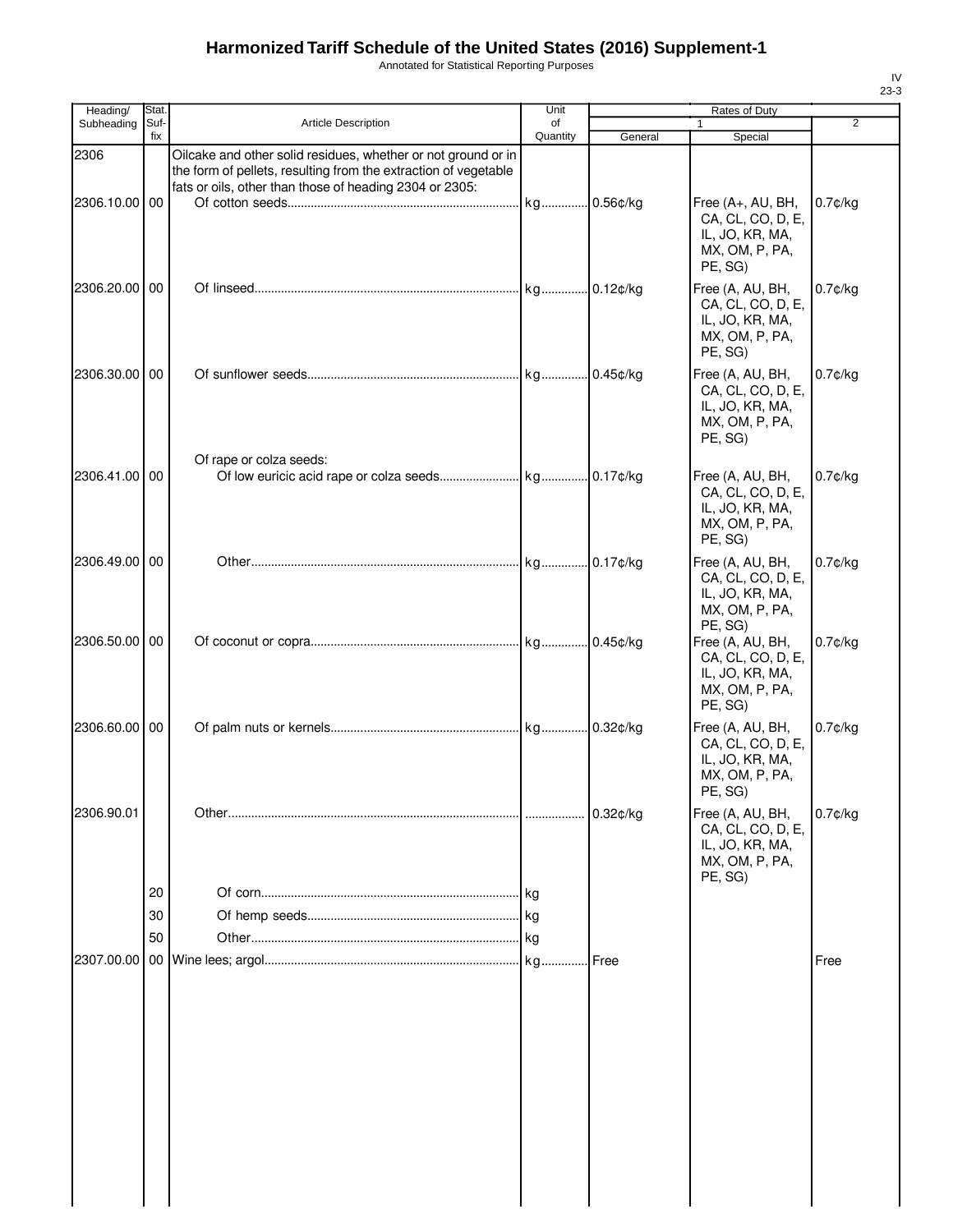# Harmonized Tariff Schedule of the United States (2016) Supplement-1

Annotated for Statistical Reporting Purposes

IV
23-3

| Heading/ Subheading | Stat. Suf-fix | Article Description | Unit of Quantity | Rates of Duty 1 General | Rates of Duty 1 Special | Rates of Duty 2 |
|---|---|---|---|---|---|---|
| 2306 | | Oilcake and other solid residues, whether or not ground or in the form of pellets, resulting from the extraction of vegetable fats or oils, other than those of heading 2304 or 2305: | | | | |
| 2306.10.00 | 00 | Of cotton seeds | kg | 0.56¢/kg | Free (A+, AU, BH, CA, CL, CO, D, E, IL, JO, KR, MA, MX, OM, P, PA, PE, SG) | 0.7¢/kg |
| 2306.20.00 | 00 | Of linseed | kg | 0.12¢/kg | Free (A, AU, BH, CA, CL, CO, D, E, IL, JO, KR, MA, MX, OM, P, PA, PE, SG) | 0.7¢/kg |
| 2306.30.00 | 00 | Of sunflower seeds | kg | 0.45¢/kg | Free (A, AU, BH, CA, CL, CO, D, E, IL, JO, KR, MA, MX, OM, P, PA, PE, SG) | 0.7¢/kg |
| | | Of rape or colza seeds: | | | | |
| 2306.41.00 | 00 | Of low euricic acid rape or colza seeds | kg | 0.17¢/kg | Free (A, AU, BH, CA, CL, CO, D, E, IL, JO, KR, MA, MX, OM, P, PA, PE, SG) | 0.7¢/kg |
| 2306.49.00 | 00 | Other | kg | 0.17¢/kg | Free (A, AU, BH, CA, CL, CO, D, E, IL, JO, KR, MA, MX, OM, P, PA, PE, SG) | 0.7¢/kg |
| 2306.50.00 | 00 | Of coconut or copra | kg | 0.45¢/kg | Free (A, AU, BH, CA, CL, CO, D, E, IL, JO, KR, MA, MX, OM, P, PA, PE, SG) | 0.7¢/kg |
| 2306.60.00 | 00 | Of palm nuts or kernels | kg | 0.32¢/kg | Free (A, AU, BH, CA, CL, CO, D, E, IL, JO, KR, MA, MX, OM, P, PA, PE, SG) | 0.7¢/kg |
| 2306.90.01 | | Other | | 0.32¢/kg | Free (A, AU, BH, CA, CL, CO, D, E, IL, JO, KR, MA, MX, OM, P, PA, PE, SG) | 0.7¢/kg |
| | 20 | Of corn | kg | | | |
| | 30 | Of hemp seeds | kg | | | |
| | 50 | Other | kg | | | |
| 2307.00.00 | 00 | Wine lees; argol | kg | Free | | Free |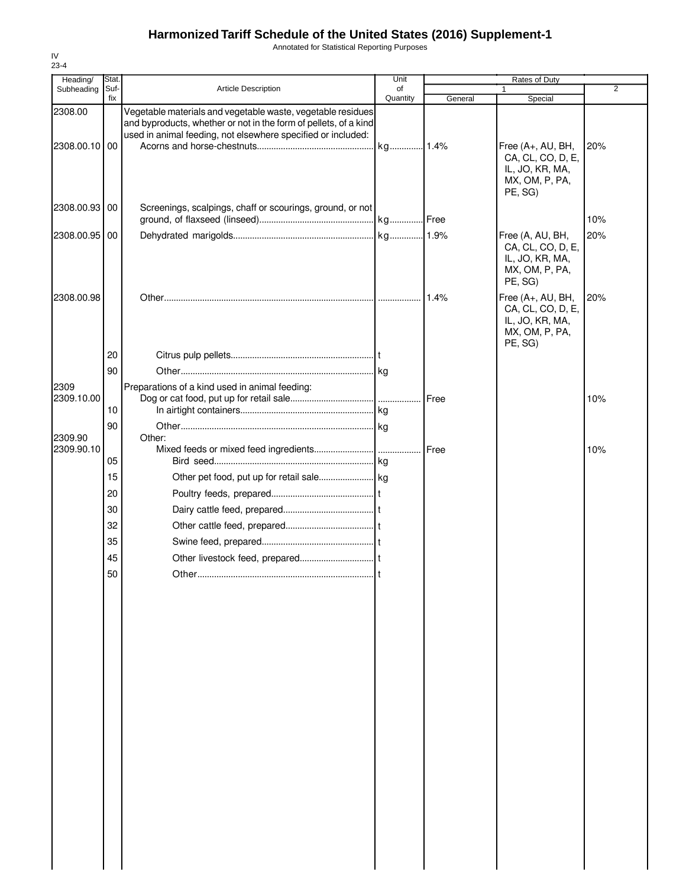# Harmonized Tariff Schedule of the United States (2016) Supplement-1

Annotated for Statistical Reporting Purposes

IV
23-4

| Heading/ Subheading | Stat. Suf- fix | Article Description | Unit of Quantity | Rates of Duty 1 General | Special | 2 |
|---|---|---|---|---|---|---|
| 2308.00 | | Vegetable materials and vegetable waste, vegetable residues and byproducts, whether or not in the form of pellets, of a kind used in animal feeding, not elsewhere specified or included: | | | | |
| 2308.00.10 | 00 | Acorns and horse-chestnuts | kg | 1.4% | Free (A+, AU, BH, CA, CL, CO, D, E, IL, JO, KR, MA, MX, OM, P, PA, PE, SG) | 20% |
| 2308.00.93 | 00 | Screenings, scalpings, chaff or scourings, ground, or not ground, of flaxseed (linseed) | kg | Free | | 10% |
| 2308.00.95 | 00 | Dehydrated marigolds | kg | 1.9% | Free (A, AU, BH, CA, CL, CO, D, E, IL, JO, KR, MA, MX, OM, P, PA, PE, SG) | 20% |
| 2308.00.98 | | Other | | 1.4% | Free (A+, AU, BH, CA, CL, CO, D, E, IL, JO, KR, MA, MX, OM, P, PA, PE, SG) | 20% |
| | 20 | Citrus pulp pellets | t | | | |
| | 90 | Other | kg | | | |
| 2309 | | Preparations of a kind used in animal feeding: | | | | |
| 2309.10.00 | | Dog or cat food, put up for retail sale | | Free | | 10% |
| | 10 | In airtight containers | kg | | | |
| | 90 | Other | kg | | | |
| 2309.90 | | Other: | | | | |
| 2309.90.10 | | Mixed feeds or mixed feed ingredients | | Free | | 10% |
| | 05 | Bird seed | kg | | | |
| | 15 | Other pet food, put up for retail sale | kg | | | |
| | 20 | Poultry feeds, prepared | t | | | |
| | 30 | Dairy cattle feed, prepared | t | | | |
| | 32 | Other cattle feed, prepared | t | | | |
| | 35 | Swine feed, prepared | t | | | |
| | 45 | Other livestock feed, prepared | t | | | |
| | 50 | Other | t | | | |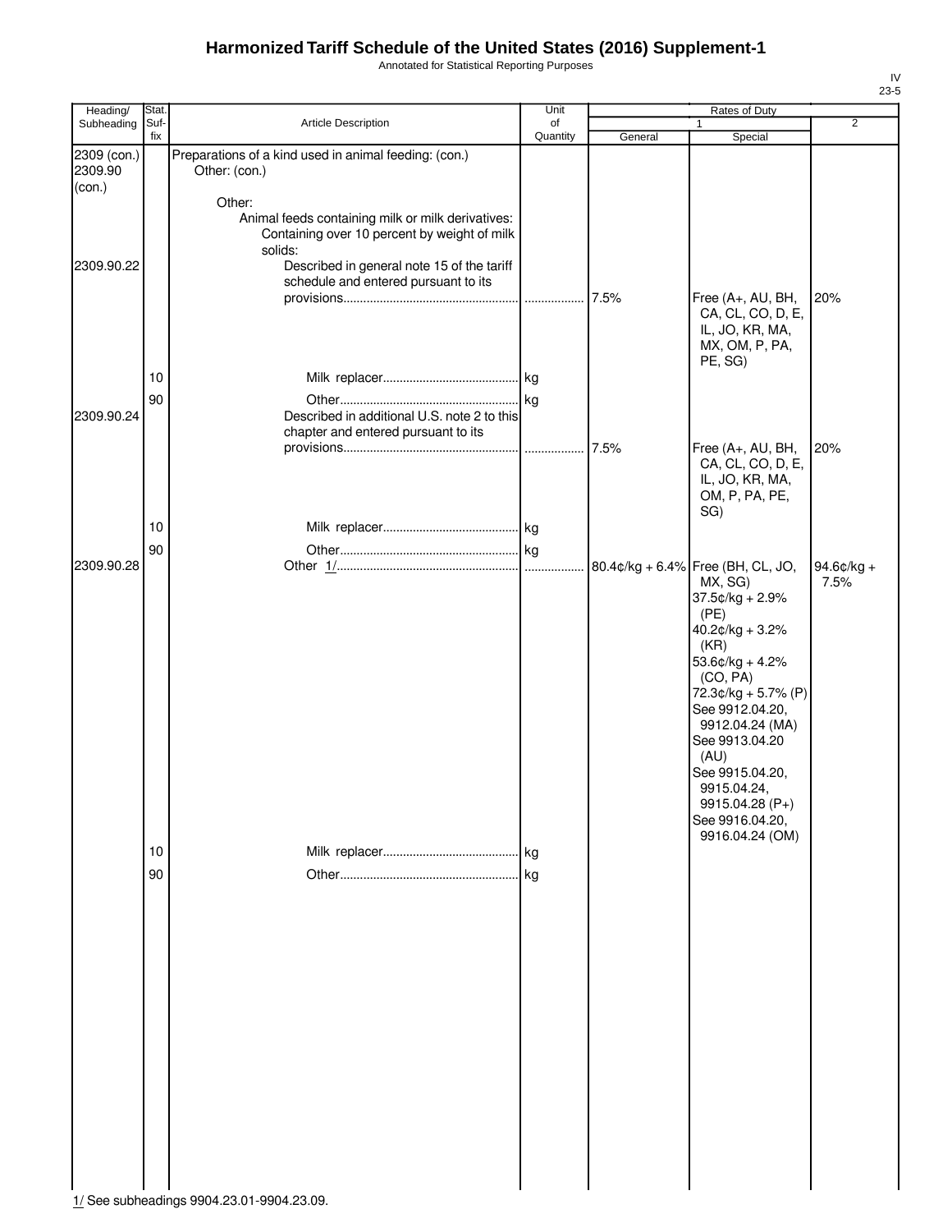# Harmonized Tariff Schedule of the United States (2016) Supplement-1

Annotated for Statistical Reporting Purposes

| Heading/ Subheading | Stat. Suf- fix | Article Description | Unit of Quantity | Rates of Duty 1 General | Special | 2 |
|---|---|---|---|---|---|---|
| 2309 (con.) 2309.90 (con.) | | Preparations of a kind used in animal feeding: (con.) Other: (con.) | | | | |
| | | Other: | | | | |
| | | Animal feeds containing milk or milk derivatives: | | | | |
| | | Containing over 10 percent by weight of milk solids: | | | | |
| 2309.90.22 | | Described in general note 15 of the tariff schedule and entered pursuant to its provisions | | 7.5% | Free (A+, AU, BH, CA, CL, CO, D, E, IL, JO, KR, MA, MX, OM, P, PA, PE, SG) | 20% |
| | 10 | Milk replacer | kg | | | |
| | 90 | Other | kg | | | |
| 2309.90.24 | | Described in additional U.S. note 2 to this chapter and entered pursuant to its provisions | | 7.5% | Free (A+, AU, BH, CA, CL, CO, D, E, IL, JO, KR, MA, OM, P, PA, PE, SG) | 20% |
| | 10 | Milk replacer | kg | | | |
| | 90 | Other | kg | | | |
| 2309.90.28 | | Other 1/ | | 80.4¢/kg + 6.4% | Free (BH, CL, JO, MX, SG) 37.5¢/kg + 2.9% (PE) 40.2¢/kg + 3.2% (KR) 53.6¢/kg + 4.2% (CO, PA) 72.3¢/kg + 5.7% (P) See 9912.04.20, 9912.04.24 (MA) See 9913.04.20 (AU) See 9915.04.20, 9915.04.24, 9915.04.28 (P+) See 9916.04.20, 9916.04.24 (OM) | 94.6¢/kg + 7.5% |
| | 10 | Milk replacer | kg | | | |
| | 90 | Other | kg | | | |

1/ See subheadings 9904.23.01-9904.23.09.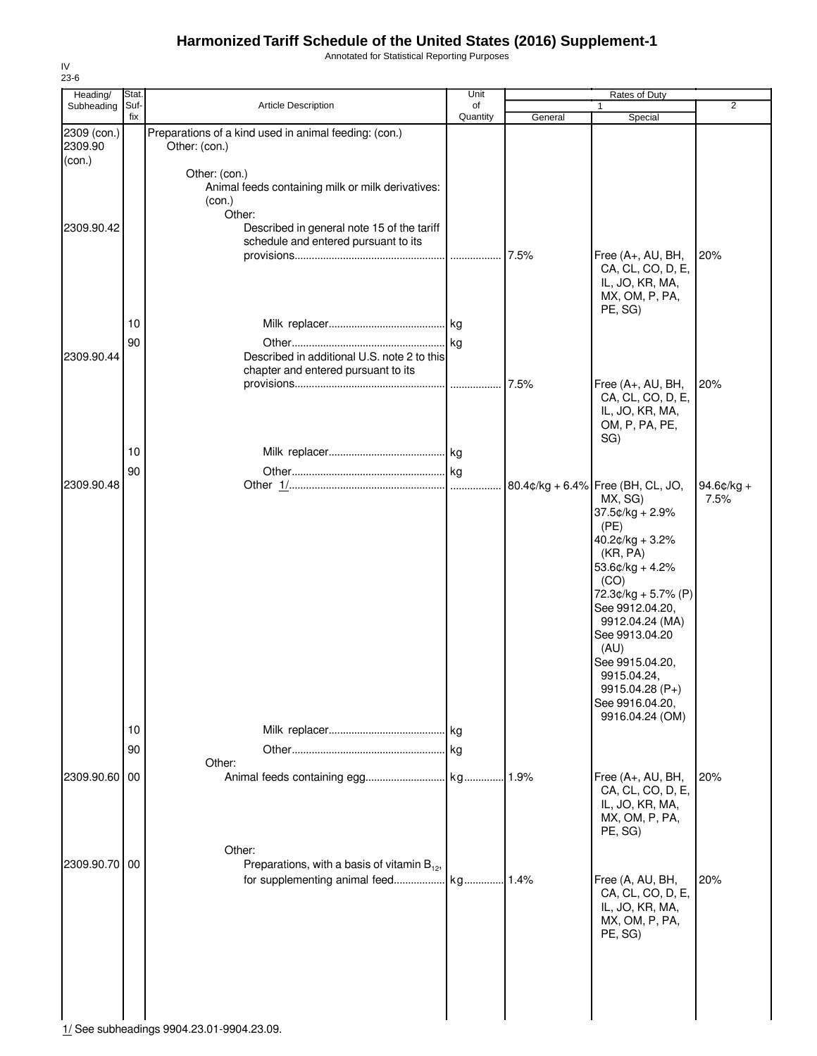# Harmonized Tariff Schedule of the United States (2016) Supplement-1

Annotated for Statistical Reporting Purposes

IV
23-6

| Heading/ Subheading | Stat. Suf- fix | Article Description | Unit of Quantity | Rates of Duty 1 General | Rates of Duty 1 Special | Rates of Duty 2 |
|---|---|---|---|---|---|---|
| 2309 (con.) 2309.90 (con.) | | Preparations of a kind used in animal feeding: (con.) Other: (con.) | | | | |
| | | Other: (con.) | | | | |
| | | Animal feeds containing milk or milk derivatives: (con.) | | | | |
| | | Other: | | | | |
| 2309.90.42 | | Described in general note 15 of the tariff schedule and entered pursuant to its provisions | | 7.5% | Free (A+, AU, BH, CA, CL, CO, D, E, IL, JO, KR, MA, MX, OM, P, PA, PE, SG) | 20% |
| | 10 | Milk replacer | kg | | | |
| | 90 | Other | kg | | | |
| 2309.90.44 | | Described in additional U.S. note 2 to this chapter and entered pursuant to its provisions | | 7.5% | Free (A+, AU, BH, CA, CL, CO, D, E, IL, JO, KR, MA, OM, P, PA, PE, SG) | 20% |
| | 10 | Milk replacer | kg | | | |
| | 90 | Other | kg | | | |
| 2309.90.48 | | Other 1/ | | 80.4¢/kg + 6.4% | Free (BH, CL, JO, MX, SG) 37.5¢/kg + 2.9% (PE) 40.2¢/kg + 3.2% (KR, PA) 53.6¢/kg + 4.2% (CO) 72.3¢/kg + 5.7% (P) See 9912.04.20, 9912.04.24 (MA) See 9913.04.20 (AU) See 9915.04.20, 9915.04.24, 9915.04.28 (P+) See 9916.04.20, 9916.04.24 (OM) | 94.6¢/kg + 7.5% |
| | 10 | Milk replacer | kg | | | |
| | 90 | Other | kg | | | |
| | | Other: | | | | |
| 2309.90.60 | 00 | Animal feeds containing egg | kg | 1.9% | Free (A+, AU, BH, CA, CL, CO, D, E, IL, JO, KR, MA, MX, OM, P, PA, PE, SG) | 20% |
| | | Other: | | | | |
| 2309.90.70 | 00 | Preparations, with a basis of vitamin $B_{12}$, for supplementing animal feed | kg | 1.4% | Free (A, AU, BH, CA, CL, CO, D, E, IL, JO, KR, MA, MX, OM, P, PA, PE, SG) | 20% |

1/ See subheadings 9904.23.01-9904.23.09.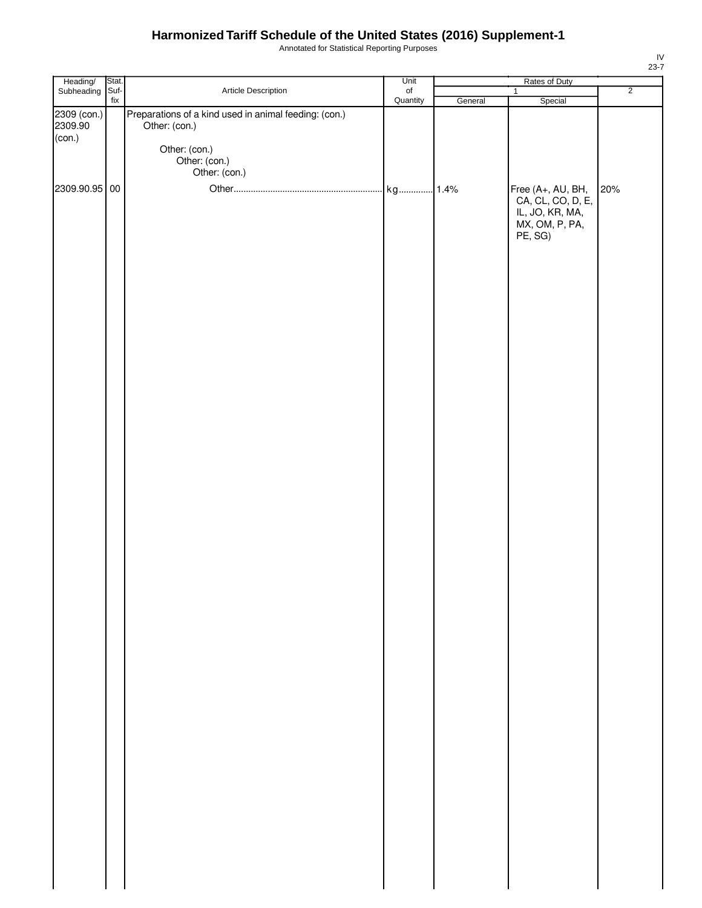# Harmonized Tariff Schedule of the United States (2016) Supplement-1

Annotated for Statistical Reporting Purposes

| Heading/ Subheading | Stat. Suf-fix | Article Description | Unit of Quantity | Rates of Duty 1 General | Rates of Duty 1 Special | Rates of Duty 2 |
|---|---|---|---|---|---|---|
| 2309 (con.) 2309.90 (con.) | | Preparations of a kind used in animal feeding: (con.) Other: (con.) | | | | |
| | | Other: (con.) | | | | |
| | | Other: (con.) | | | | |
| | | Other: (con.) | | | | |
| 2309.90.95 | 00 | Other | kg | 1.4% | Free (A+, AU, BH, CA, CL, CO, D, E, IL, JO, KR, MA, MX, OM, P, PA, PE, SG) | 20% |